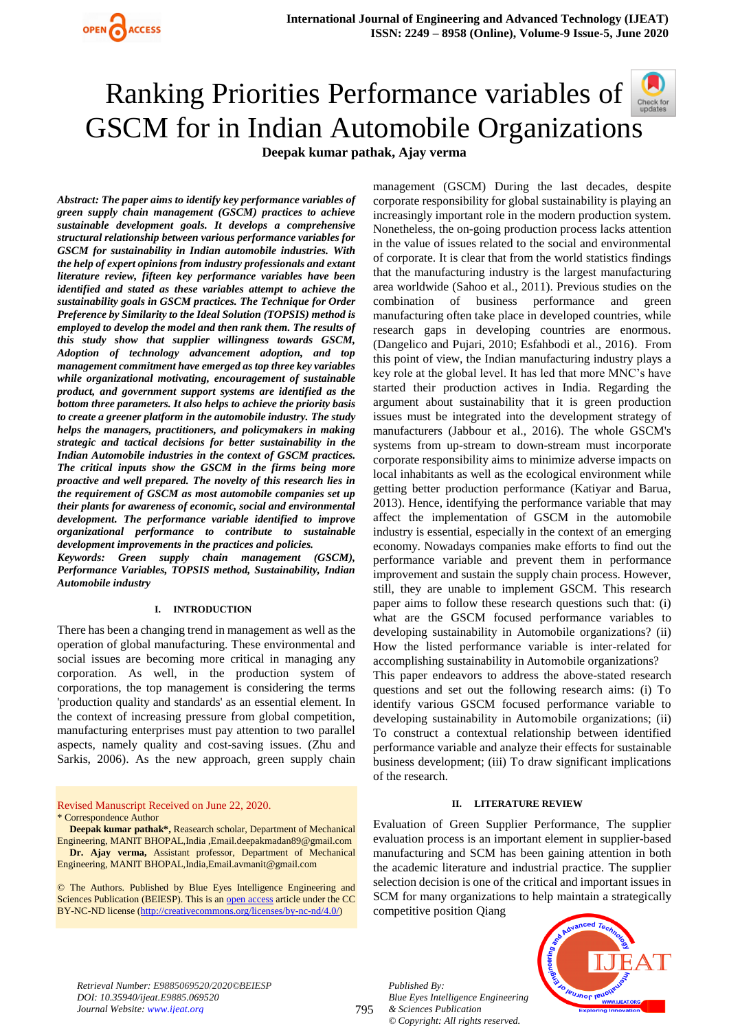# Ranking Priorities Performance variables of GSCM for in Indian Automobile Organizations

**Deepak kumar pathak, Ajay verma**

***Abstract:*** *The paper aims to identify key performance variables of green supply chain management (GSCM) practices to achieve sustainable development goals. It develops a comprehensive structural relationship between various performance variables for GSCM for sustainability in Indian automobile industries. With the help of expert opinions from industry professionals and extant literature review, fifteen key performance variables have been identified and stated as these variables attempt to achieve the sustainability goals in GSCM practices. The Technique for Order Preference by Similarity to the Ideal Solution (TOPSIS) method is employed to develop the model and then rank them. The results of this study show that supplier willingness towards GSCM, Adoption of technology advancement adoption, and top management commitment have emerged as top three key variables while organizational motivating, encouragement of sustainable product, and government support systems are identified as the bottom three parameters. It also helps to achieve the priority basis to create a greener platform in the automobile industry. The study helps the managers, practitioners, and policymakers in making strategic and tactical decisions for better sustainability in the Indian Automobile industries in the context of GSCM practices. The critical inputs show the GSCM in the firms being more proactive and well prepared. The novelty of this research lies in the requirement of GSCM as most automobile companies set up their plants for awareness of economic, social and environmental development. The performance variable identified to improve organizational performance to contribute to sustainable development improvements in the practices and policies.*

***Keywords:*** *Green supply chain management (GSCM), Performance Variables, TOPSIS method, Sustainability, Indian Automobile industry*

## I. INTRODUCTION

There has been a changing trend in management as well as the operation of global manufacturing. These environmental and social issues are becoming more critical in managing any corporation. As well, in the production system of corporations, the top management is considering the terms 'production quality and standards' as an essential element. In the context of increasing pressure from global competition, manufacturing enterprises must pay attention to two parallel aspects, namely quality and cost-saving issues. (Zhu and Sarkis, 2006). As the new approach, green supply chain management (GSCM) During the last decades, despite corporate responsibility for global sustainability is playing an increasingly important role in the modern production system. Nonetheless, the on-going production process lacks attention in the value of issues related to the social and environmental of corporate. It is clear that from the world statistics findings that the manufacturing industry is the largest manufacturing area worldwide (Sahoo et al., 2011). Previous studies on the combination of business performance and green manufacturing often take place in developed countries, while research gaps in developing countries are enormous. (Dangelico and Pujari, 2010; Esfahbodi et al., 2016). From this point of view, the Indian manufacturing industry plays a key role at the global level. It has led that more MNC's have started their production actives in India. Regarding the argument about sustainability that it is green production issues must be integrated into the development strategy of manufacturers (Jabbour et al., 2016). The whole GSCM's systems from up-stream to down-stream must incorporate corporate responsibility aims to minimize adverse impacts on local inhabitants as well as the ecological environment while getting better production performance (Katiyar and Barua, 2013). Hence, identifying the performance variable that may affect the implementation of GSCM in the automobile industry is essential, especially in the context of an emerging economy. Nowadays companies make efforts to find out the performance variable and prevent them in performance improvement and sustain the supply chain process. However, still, they are unable to implement GSCM. This research paper aims to follow these research questions such that: (i) what are the GSCM focused performance variables to developing sustainability in Automobile organizations? (ii) How the listed performance variable is inter-related for accomplishing sustainability in Automobile organizations?

This paper endeavors to address the above-stated research questions and set out the following research aims: (i) To identify various GSCM focused performance variable to developing sustainability in Automobile organizations; (ii) To construct a contextual relationship between identified performance variable and analyze their effects for sustainable business development; (iii) To draw significant implications of the research.

## II. LITERATURE REVIEW

Evaluation of Green Supplier Performance, The supplier evaluation process is an important element in supplier-based manufacturing and SCM has been gaining attention in both the academic literature and industrial practice. The supplier selection decision is one of the critical and important issues in SCM for many organizations to help maintain a strategically competitive position Qiang

Revised Manuscript Received on June 22, 2020.

\* Correspondence Author

**Deepak kumar pathak\*,** Reasearch scholar, Department of Mechanical Engineering, MANIT BHOPAL,India ,Email.deepakmadan89@gmail.com

**Dr. Ajay verma,** Assistant professor, Department of Mechanical Engineering, MANIT BHOPAL,India,Email.avmanit@gmail.com

© The Authors. Published by Blue Eyes Intelligence Engineering and Sciences Publication (BEIESP). This is an open access article under the CC BY-NC-ND license (http://creativecommons.org/licenses/by-nc-nd/4.0/)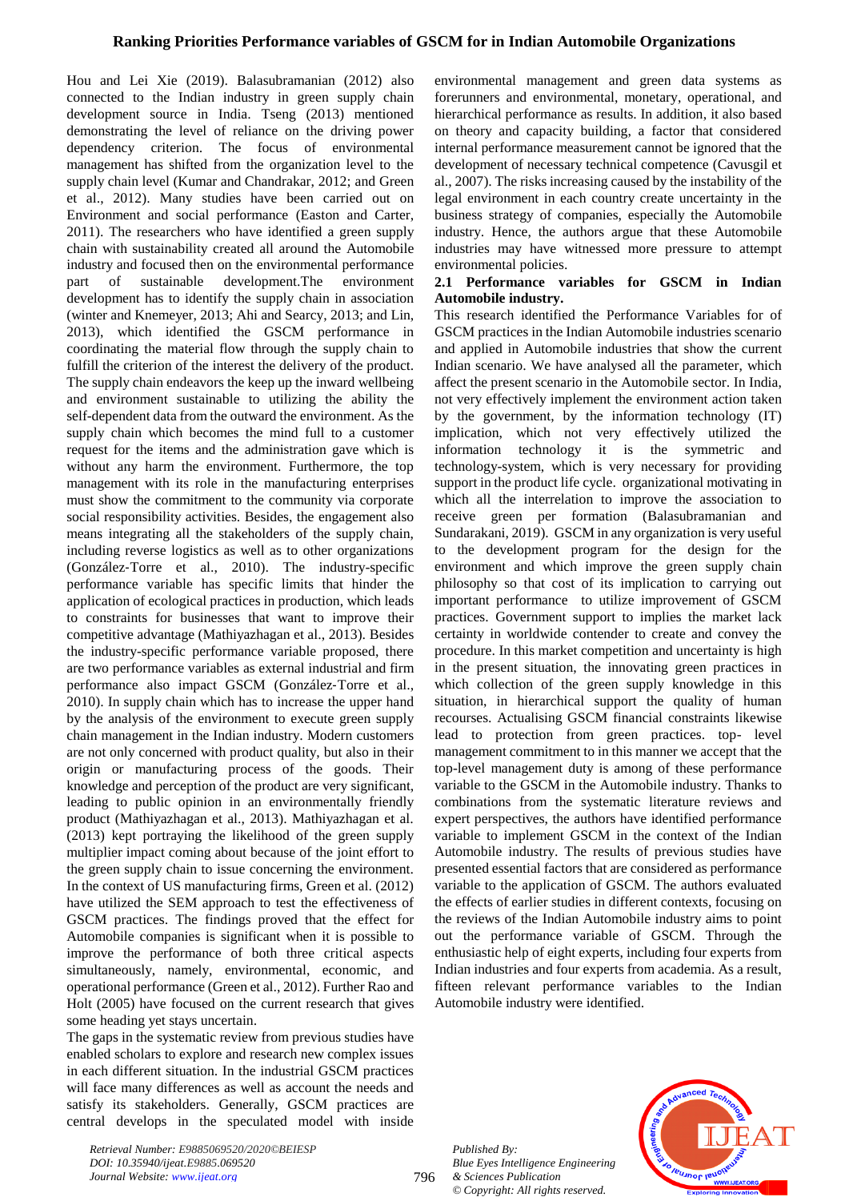Hou and Lei Xie (2019). Balasubramanian (2012) also connected to the Indian industry in green supply chain development source in India. Tseng (2013) mentioned demonstrating the level of reliance on the driving power dependency criterion. The focus of environmental management has shifted from the organization level to the supply chain level (Kumar and Chandrakar, 2012; and Green et al., 2012). Many studies have been carried out on Environment and social performance (Easton and Carter, 2011). The researchers who have identified a green supply chain with sustainability created all around the Automobile industry and focused then on the environmental performance part of sustainable development.The environment development has to identify the supply chain in association (winter and Knemeyer, 2013; Ahi and Searcy, 2013; and Lin, 2013), which identified the GSCM performance in coordinating the material flow through the supply chain to fulfill the criterion of the interest the delivery of the product. The supply chain endeavors the keep up the inward wellbeing and environment sustainable to utilizing the ability the self-dependent data from the outward the environment. As the supply chain which becomes the mind full to a customer request for the items and the administration gave which is without any harm the environment. Furthermore, the top management with its role in the manufacturing enterprises must show the commitment to the community via corporate social responsibility activities. Besides, the engagement also means integrating all the stakeholders of the supply chain, including reverse logistics as well as to other organizations (González-Torre et al., 2010). The industry-specific performance variable has specific limits that hinder the application of ecological practices in production, which leads to constraints for businesses that want to improve their competitive advantage (Mathiyazhagan et al., 2013). Besides the industry-specific performance variable proposed, there are two performance variables as external industrial and firm performance also impact GSCM (González-Torre et al., 2010). In supply chain which has to increase the upper hand by the analysis of the environment to execute green supply chain management in the Indian industry. Modern customers are not only concerned with product quality, but also in their origin or manufacturing process of the goods. Their knowledge and perception of the product are very significant, leading to public opinion in an environmentally friendly product (Mathiyazhagan et al., 2013). Mathiyazhagan et al. (2013) kept portraying the likelihood of the green supply multiplier impact coming about because of the joint effort to the green supply chain to issue concerning the environment. In the context of US manufacturing firms, Green et al. (2012) have utilized the SEM approach to test the effectiveness of GSCM practices. The findings proved that the effect for Automobile companies is significant when it is possible to improve the performance of both three critical aspects simultaneously, namely, environmental, economic, and operational performance (Green et al., 2012). Further Rao and Holt (2005) have focused on the current research that gives some heading yet stays uncertain.

The gaps in the systematic review from previous studies have enabled scholars to explore and research new complex issues in each different situation. In the industrial GSCM practices will face many differences as well as account the needs and satisfy its stakeholders. Generally, GSCM practices are central develops in the speculated model with inside environmental management and green data systems as forerunners and environmental, monetary, operational, and hierarchical performance as results. In addition, it also based on theory and capacity building, a factor that considered internal performance measurement cannot be ignored that the development of necessary technical competence (Cavusgil et al., 2007). The risks increasing caused by the instability of the legal environment in each country create uncertainty in the business strategy of companies, especially the Automobile industry. Hence, the authors argue that these Automobile industries may have witnessed more pressure to attempt environmental policies.

## 2.1 Performance variables for GSCM in Indian Automobile industry.

This research identified the Performance Variables for of GSCM practices in the Indian Automobile industries scenario and applied in Automobile industries that show the current Indian scenario. We have analysed all the parameter, which affect the present scenario in the Automobile sector. In India, not very effectively implement the environment action taken by the government, by the information technology (IT) implication, which not very effectively utilized the information technology it is the symmetric and technology-system, which is very necessary for providing support in the product life cycle. organizational motivating in which all the interrelation to improve the quality to receive green per formation (Balasubramanian and Sundarakani, 2019). GSCM in any organization is very useful to the development program for the design for the environment and which improve the green supply chain philosophy so that cost of its implication to carrying out important performance to utilize improvement of GSCM practices. Government support to implies the market lack certainty in worldwide contender to create and convey the procedure. In this market competition and uncertainty is high in the present situation, the innovating green practices in which collection of the green supply knowledge in this situation, in hierarchical support the quality of human recourses. Actualising GSCM financial constraints likewise lead to protection from green practices. top- level management commitment to in this manner we accept that the top-level management duty is among of these performance variable to the GSCM in the Automobile industry. Thanks to combinations from the systematic literature reviews and expert perspectives, the authors have identified performance variable to implement GSCM in the context of the Indian Automobile industry. The results of previous studies have presented essential factors that are considered as performance variable to the application of GSCM. The authors evaluated the effects of earlier studies in different contexts, focusing on the reviews of the Indian Automobile industry aims to point out the performance variable of GSCM. Through the enthusiastic help of eight experts, including four experts from Indian industries and four experts from academia. As a result, fifteen relevant performance variables to the Indian Automobile industry were identified.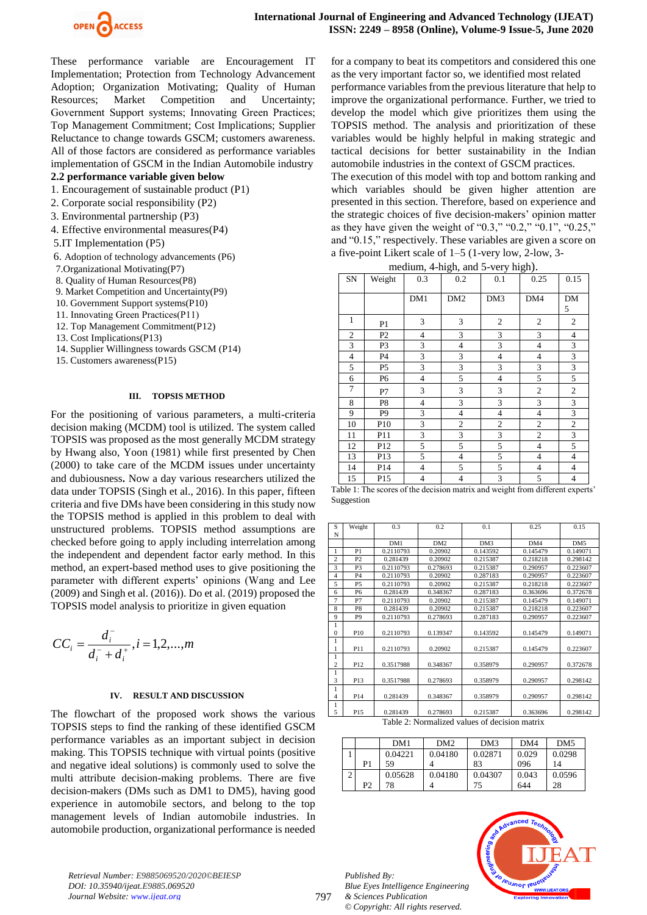These performance variable are Encouragement IT Implementation; Protection from Technology Advancement Adoption; Organization Motivating; Quality of Human Resources; Market Competition and Uncertainty; Government Support systems; Innovating Green Practices; Top Management Commitment; Cost Implications; Supplier Reluctance to change towards GSCM; customers awareness. All of those factors are considered as performance variables implementation of GSCM in the Indian Automobile industry

**2.2 performance variable given below**

1. Encouragement of sustainable product (P1)
2. Corporate social responsibility (P2)
3. Environmental partnership (P3)
4. Effective environmental measures(P4)
5. IT Implementation (P5)
6. Adoption of technology advancements (P6)
7. Organizational Motivating(P7)
8. Quality of Human Resources(P8)
9. Market Competition and Uncertainty(P9)
10. Government Support systems(P10)
11. Innovating Green Practices(P11)
12. Top Management Commitment(P12)
13. Cost Implications(P13)
14. Supplier Willingness towards GSCM (P14)
15. Customers awareness(P15)

## III. TOPSIS METHOD

For the positioning of various parameters, a multi-criteria decision making (MCDM) tool is utilized. The system called TOPSIS was proposed as the most generally MCDM strategy by Hwang also, Yoon (1981) while first presented by Chen (2000) to take care of the MCDM issues under uncertainty and dubiousness**.** Now a day various researchers utilized the data under TOPSIS (Singh et al., 2016). In this paper, fifteen criteria and five DMs have been considering in this study now the TOPSIS method is applied in this problem to deal with unstructured problems. TOPSIS method assumptions are checked before going to apply including interrelation among the independent and dependent factor early method. In this method, an expert-based method uses to give positioning the parameter with different experts' opinions (Wang and Lee (2009) and Singh et al. (2016)). Do et al. (2019) proposed the TOPSIS model analysis to prioritize in given equation

$$CC_i = \frac{d_i^-}{d_i^- + d_i^+}, i = 1,2,...,m$$

## IV. RESULT AND DISCUSSION

The flowchart of the proposed work shows the various TOPSIS steps to find the ranking of these identified GSCM performance variables as an important subject in decision making. This TOPSIS technique with virtual points (positive and negative ideal solutions) is commonly used to solve the multi attribute decision-making problems. There are five decision-makers (DMs such as DM1 to DM5), having good experience in automobile sectors, and belong to the top management levels of Indian automobile industries. In automobile production, organizational performance is needed for a company to beat its competitors and considered this one as the very important factor so, we identified most related performance variables from the previous literature that help to improve the organizational performance. Further, we tried to develop the model which give prioritizes them using the TOPSIS method. The analysis and prioritization of these variables would be highly helpful in making strategic and tactical decisions for better sustainability in the Indian automobile industries in the context of GSCM practices.

The execution of this model with top and bottom ranking and which variables should be given higher attention are presented in this section. Therefore, based on experience and the strategic choices of five decision-makers' opinion matter as they have given the weight of "0.3," "0.2," "0.1", "0.25," and "0.15," respectively. These variables are given a score on a five-point Likert scale of 1–5 (1-very low, 2-low, 3-medium, 4-high, and 5-very high).

| SN | Weight | 0.3 | 0.2 | 0.1 | 0.25 | 0.15 |
|---|---|---|---|---|---|---|
| | | DM1 | DM2 | DM3 | DM4 | DM 5 |
| 1 | P1 | 3 | 3 | 2 | 2 | 2 |
| 2 | P2 | 4 | 3 | 3 | 3 | 4 |
| 3 | P3 | 3 | 4 | 3 | 4 | 3 |
| 4 | P4 | 3 | 3 | 4 | 4 | 3 |
| 5 | P5 | 3 | 3 | 3 | 3 | 3 |
| 6 | P6 | 4 | 5 | 4 | 5 | 5 |
| 7 | P7 | 3 | 3 | 3 | 2 | 2 |
| 8 | P8 | 4 | 3 | 3 | 3 | 3 |
| 9 | P9 | 3 | 4 | 4 | 4 | 3 |
| 10 | P10 | 3 | 2 | 2 | 2 | 2 |
| 11 | P11 | 3 | 3 | 3 | 2 | 3 |
| 12 | P12 | 5 | 5 | 5 | 4 | 5 |
| 13 | P13 | 5 | 4 | 5 | 4 | 4 |
| 14 | P14 | 4 | 5 | 5 | 4 | 4 |
| 15 | P15 | 4 | 4 | 3 | 5 | 4 |

Table 1: The scores of the decision matrix and weight from different experts' Suggestion

| SN | Weight | 0.3 | 0.2 | 0.1 | 0.25 | 0.15 |
|---|---|---|---|---|---|---|
| | | DM1 | DM2 | DM3 | DM4 | DM5 |
| 1 | P1 | 0.2110793 | 0.20902 | 0.143592 | 0.145479 | 0.149071 |
| 2 | P2 | 0.281439 | 0.20902 | 0.215387 | 0.218218 | 0.298142 |
| 3 | P3 | 0.2110793 | 0.278693 | 0.215387 | 0.290957 | 0.223607 |
| 4 | P4 | 0.2110793 | 0.20902 | 0.287183 | 0.290957 | 0.223607 |
| 5 | P5 | 0.2110793 | 0.20902 | 0.215387 | 0.218218 | 0.223607 |
| 6 | P6 | 0.281439 | 0.348367 | 0.287183 | 0.363696 | 0.372678 |
| 7 | P7 | 0.2110793 | 0.20902 | 0.215387 | 0.145479 | 0.149071 |
| 8 | P8 | 0.281439 | 0.20902 | 0.215387 | 0.218218 | 0.223607 |
| 9 | P9 | 0.2110793 | 0.278693 | 0.287183 | 0.290957 | 0.223607 |
| 10 | P10 | 0.2110793 | 0.139347 | 0.143592 | 0.145479 | 0.149071 |
| 11 | P11 | 0.2110793 | 0.20902 | 0.215387 | 0.145479 | 0.223607 |
| 12 | P12 | 0.3517988 | 0.348367 | 0.358979 | 0.290957 | 0.372678 |
| 13 | P13 | 0.3517988 | 0.278693 | 0.358979 | 0.290957 | 0.298142 |
| 14 | P14 | 0.281439 | 0.348367 | 0.358979 | 0.290957 | 0.298142 |
| 15 | P15 | 0.281439 | 0.278693 | 0.215387 | 0.363696 | 0.298142 |

Table 2: Normalized values of decision matrix

| | | DM1 | DM2 | DM3 | DM4 | DM5 |
|---|---|---|---|---|---|---|
| 1 | P1 | 0.0422159 | 0.041804 | 0.0287183 | 0.029096 | 0.029814 |
| 2 | P2 | 0.0562878 | 0.041804 | 0.0430775 | 0.043644 | 0.059628 |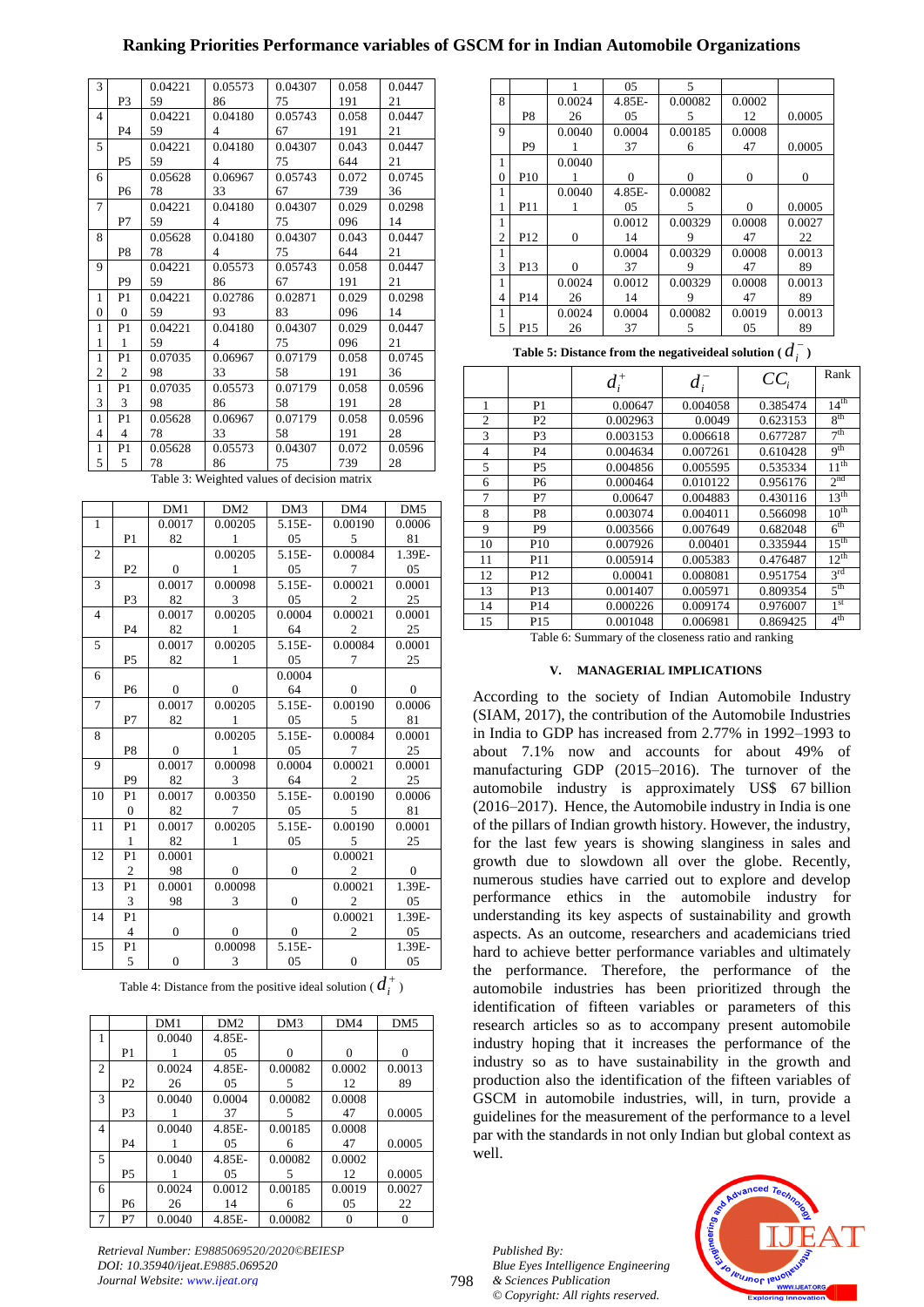| 3 | P3 | 0.0422159 | 0.0557386 | 0.0430775 | 0.058191 | 0.044721 |
|---|---|---|---|---|---|---|
| 4 | P4 | 0.0422159 | 0.041804 | 0.0574367 | 0.058191 | 0.044721 |
| 5 | P5 | 0.0422159 | 0.041804 | 0.0430775 | 0.043644 | 0.044721 |
| 6 | P6 | 0.0562878 | 0.0696733 | 0.0574367 | 0.072739 | 0.074536 |
| 7 | P7 | 0.0422159 | 0.041804 | 0.0430775 | 0.029096 | 0.029814 |
| 8 | P8 | 0.0562878 | 0.041804 | 0.0430775 | 0.043644 | 0.044721 |
| 9 | P9 | 0.0422159 | 0.0557386 | 0.0574367 | 0.058191 | 0.044721 |
| 10 | P10 | 0.0422159 | 0.0278693 | 0.0287183 | 0.029096 | 0.029814 |
| 11 | P11 | 0.0422159 | 0.041804 | 0.0430775 | 0.029096 | 0.044721 |
| 12 | P12 | 0.0703598 | 0.0696733 | 0.0717958 | 0.058191 | 0.074536 |
| 13 | P13 | 0.0703598 | 0.0557386 | 0.0717958 | 0.058191 | 0.059628 |
| 14 | P14 | 0.0562878 | 0.0696733 | 0.0717958 | 0.058191 | 0.059628 |
| 15 | P15 | 0.0562878 | 0.0557386 | 0.0430775 | 0.072739 | 0.059628 |

Table 3: Weighted values of decision matrix

| | | DM1 | DM2 | DM3 | DM4 | DM5 |
|---|---|---|---|---|---|---|
| 1 | P1 | 0.0017 82 | 0.00205 1 | 5.15E-05 | 0.00190 5 | 0.0006 81 |
| 2 | P2 | 0 | 0.00205 1 | 5.15E-05 | 0.00084 7 | 1.39E-05 |
| 3 | P3 | 0.0017 82 | 0.00098 3 | 5.15E-05 | 0.00021 2 | 0.0001 25 |
| 4 | P4 | 0.0017 82 | 0.00205 1 | 0.0004 64 | 0.00021 2 | 0.0001 25 |
| 5 | P5 | 0.0017 82 | 0.00205 1 | 5.15E-05 | 0.00084 7 | 0.0001 25 |
| 6 | P6 | 0 | 0 | 0.0004 64 | 0 | 0 |
| 7 | P7 | 0.0017 82 | 0.00205 1 | 5.15E-05 | 0.00190 5 | 0.0006 81 |
| 8 | P8 | 0 | 0.00205 1 | 5.15E-05 | 0.00084 7 | 0.0001 25 |
| 9 | P9 | 0.0017 82 | 0.00098 3 | 0.0004 64 | 0.00021 2 | 0.0001 25 |
| 10 | P10 | 0.0017 82 | 0.00350 7 | 5.15E-05 | 0.00190 5 | 0.0006 81 |
| 11 | P11 | 0.0017 82 | 0.00205 1 | 5.15E-05 | 0.00190 5 | 0.0001 25 |
| 12 | P12 | 0.0001 98 | 0 | 0 | 0.00021 2 | 0 |
| 13 | P13 | 0.0001 98 | 0.00098 3 | 0 | 0.00021 2 | 1.39E-05 |
| 14 | P14 | 0 | 0 | 0 | 0.00021 2 | 1.39E-05 |
| 15 | P15 | 0 | 0.00098 3 | 5.15E-05 | 0 | 1.39E-05 |

Table 4: Distance from the positive ideal solution ($d_i^+$)

| | | DM1 | DM2 | DM3 | DM4 | DM5 |
|---|---|---|---|---|---|---|
| 1 | P1 | 0.0040 1 | 4.85E-05 | 0 | 0 | 0 |
| 2 | P2 | 0.0024 26 | 4.85E-05 | 0.00082 5 | 0.0002 12 | 0.0013 89 |
| 3 | P3 | 0.0040 1 | 0.0004 37 | 0.00082 5 | 0.0008 47 | 0.0005 |
| 4 | P4 | 0.0040 1 | 4.85E-05 | 0.00185 6 | 0.0008 47 | 0.0005 |
| 5 | P5 | 0.0040 1 | 4.85E-05 | 0.00082 5 | 0.0002 12 | 0.0005 |
| 6 | P6 | 0.0024 26 | 0.0012 14 | 0.00185 6 | 0.0019 05 | 0.0027 22 |
| 7 | P7 | 0.0040 1 | 4.85E-05 | 0.00082 5 | 0 | 0 |
| 8 | P8 | 0.0024 26 | 4.85E-05 | 0.00082 5 | 0.0002 12 | 0.0005 |
| 9 | P9 | 0.0040 1 | 0.0004 37 | 0.00185 6 | 0.0008 47 | 0.0005 |
| 10 | P10 | 0.0040 1 | 0 | 0 | 0 | 0 |
| 11 | P11 | 0.0040 1 | 4.85E-05 | 0.00082 5 | 0 | 0.0005 |
| 12 | P12 | 0 | 0.0012 14 | 0.00329 9 | 0.0008 47 | 0.0027 22 |
| 13 | P13 | 0 | 0.0004 37 | 0.00329 9 | 0.0008 47 | 0.0013 89 |
| 14 | P14 | 0.0024 26 | 0.0012 14 | 0.00329 9 | 0.0008 47 | 0.0013 89 |
| 15 | P15 | 0.0024 26 | 0.0004 37 | 0.00082 5 | 0.0019 05 | 0.0013 89 |

Table 5: Distance from the negativeideal solution ($d_i^-$)

| | | $d_i^+$ | $d_i^-$ | $CC_i$ | Rank |
|---|---|---|---|---|---|
| 1 | P1 | 0.00647 | 0.004058 | 0.385474 | 14th |
| 2 | P2 | 0.002963 | 0.0049 | 0.623153 | 8th |
| 3 | P3 | 0.003153 | 0.006618 | 0.677287 | 7th |
| 4 | P4 | 0.004634 | 0.007261 | 0.610428 | 9th |
| 5 | P5 | 0.004856 | 0.005595 | 0.535334 | 11th |
| 6 | P6 | 0.000464 | 0.010122 | 0.956176 | 2nd |
| 7 | P7 | 0.00647 | 0.004883 | 0.430116 | 13th |
| 8 | P8 | 0.003074 | 0.004011 | 0.566098 | 10th |
| 9 | P9 | 0.003566 | 0.007649 | 0.682048 | 6th |
| 10 | P10 | 0.007926 | 0.00401 | 0.335944 | 15th |
| 11 | P11 | 0.005914 | 0.005383 | 0.476487 | 12th |
| 12 | P12 | 0.00041 | 0.008081 | 0.951754 | 3rd |
| 13 | P13 | 0.001407 | 0.005971 | 0.809354 | 5th |
| 14 | P14 | 0.000226 | 0.009174 | 0.976007 | 1st |
| 15 | P15 | 0.001048 | 0.006981 | 0.869425 | 4th |

Table 6: Summary of the closeness ratio and ranking

## V. MANAGERIAL IMPLICATIONS

According to the society of Indian Automobile Industry (SIAM, 2017), the contribution of the Automobile Industries in India to GDP has increased from 2.77% in 1992–1993 to about 7.1% now and accounts for about 49% of manufacturing GDP (2015–2016). The turnover of the automobile industry is approximately US$ 67 billion (2016–2017). Hence, the Automobile industry in India is one of the pillars of Indian growth history. However, the industry, for the last few years is showing slanginess in sales and growth due to slowdown all over the globe. Recently, numerous studies have carried out to explore and develop performance ethics in the automobile industry for understanding its key aspects of sustainability and growth aspects. As an outcome, researchers and academicians tried hard to achieve better performance variables and ultimately the performance. Therefore, the performance of the automobile industries has been prioritized through the identification of fifteen variables or parameters of this research articles so as to accompany present automobile industry hoping that it increases the performance of the industry so as to have sustainability in the growth and production also the identification of the fifteen variables of GSCM in automobile industries, will, in turn, provide a guidelines for the measurement of the performance to a level par with the standards in not only Indian but global context as well.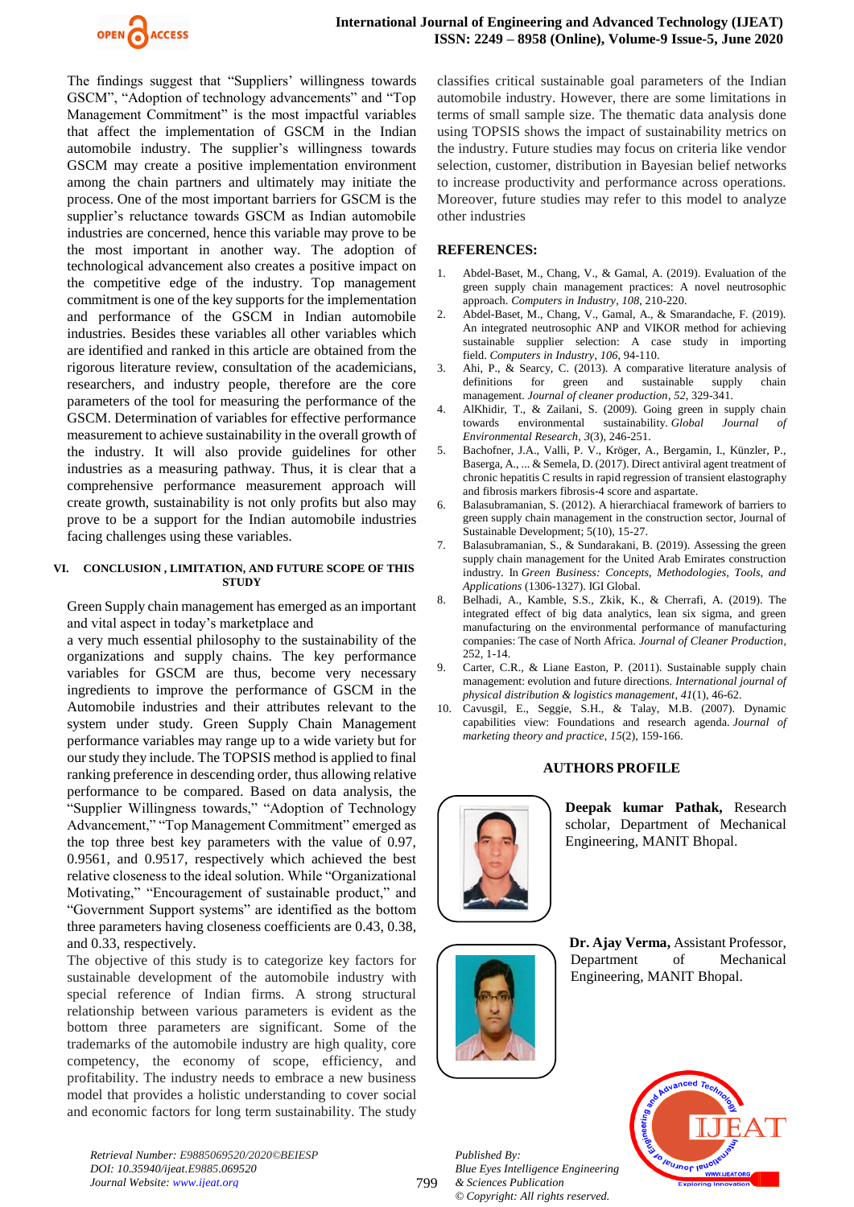The findings suggest that "Suppliers' willingness towards GSCM", "Adoption of technology advancements" and "Top Management Commitment" is the most impactful variables that affect the implementation of GSCM in the Indian automobile industry. The supplier's willingness towards GSCM may create a positive implementation environment among the chain partners and ultimately may initiate the process. One of the most important barriers for GSCM is the supplier's reluctance towards GSCM as Indian automobile industries are concerned, hence this variable may prove to be the most important in another way. The adoption of technological advancement also creates a positive impact on the competitive edge of the industry. Top management commitment is one of the key supports for the implementation and performance of the GSCM in Indian automobile industries. Besides these variables all other variables which are identified and ranked in this article are obtained from the rigorous literature review, consultation of the academicians, researchers, and industry people, therefore are the core parameters of the tool for measuring the performance of the GSCM. Determination of variables for effective performance measurement to achieve sustainability in the overall growth of the industry. It will also provide guidelines for other industries as a measuring pathway. Thus, it is clear that a comprehensive performance measurement approach will create growth, sustainability is not only profits but also may prove to be a support for the Indian automobile industries facing challenges using these variables.

## VI. CONCLUSION , LIMITATION, AND FUTURE SCOPE OF THIS STUDY

Green Supply chain management has emerged as an important and vital aspect in today's marketplace and a very much essential philosophy to the sustainability of the organizations and supply chains. The key performance variables for GSCM are thus, become very necessary ingredients to improve the performance of GSCM in the Automobile industries and their attributes relevant to the system under study. Green Supply Chain Management performance variables may range up to a wide variety but for our study they include. The TOPSIS method is applied to final ranking preference in descending order, thus allowing relative performance to be compared. Based on data analysis, the "Supplier Willingness towards," "Adoption of Technology Advancement," "Top Management Commitment" emerged as the top three best key parameters with the value of 0.97, 0.9561, and 0.9517, respectively which achieved the best relative closeness to the ideal solution. While "Organizational Motivating," "Encouragement of sustainable product," and "Government Support systems" are identified as the bottom three parameters having closeness coefficients are 0.43, 0.38, and 0.33, respectively.

The objective of this study is to categorize key factors for sustainable development of the automobile industry with special reference of Indian firms. A strong structural relationship between various parameters is evident as the bottom three parameters are significant. Some of the trademarks of the automobile industry are high quality, core competency, the economy of scope, efficiency, and profitability. The industry needs to embrace a new business model that provides a holistic understanding to cover social and economic factors for long term sustainability. The study classifies critical sustainable goal parameters of the Indian automobile industry. However, there are some limitations in terms of small sample size. The thematic data analysis done using TOPSIS shows the impact of sustainability metrics on the industry. Future studies may focus on criteria like vendor selection, customer, distribution in Bayesian belief networks to increase productivity and performance across operations. Moreover, future studies may refer to this model to analyze other industries

## REFERENCES:

1. Abdel-Baset, M., Chang, V., & Gamal, A. (2019). Evaluation of the green supply chain management practices: A novel neutrosophic approach. *Computers in Industry*, *108*, 210-220.
2. Abdel-Baset, M., Chang, V., Gamal, A., & Smarandache, F. (2019). An integrated neutrosophic ANP and VIKOR method for achieving sustainable supplier selection: A case study in importing field. *Computers in Industry*, *106*, 94-110.
3. Ahi, P., & Searcy, C. (2013). A comparative literature analysis of definitions for green and sustainable supply chain management. *Journal of cleaner production*, *52*, 329-341.
4. AlKhidir, T., & Zailani, S. (2009). Going green in supply chain towards environmental sustainability. *Global Journal of Environmental Research*, *3*(3), 246-251.
5. Bachofner, J.A., Valli, P. V., Kröger, A., Bergamin, I., Künzler, P., Baserga, A., ... & Semela, D. (2017). Direct antiviral agent treatment of chronic hepatitis C results in rapid regression of transient elastography and fibrosis markers fibrosis-4 score and aspartate.
6. Balasubramanian, S. (2012). A hierarchical framework of barriers to green supply chain management in the construction sector, Journal of Sustainable Development; 5(10), 15-27.
7. Balasubramanian, S., & Sundarakani, B. (2019). Assessing the green supply chain management for the United Arab Emirates construction industry. In *Green Business: Concepts, Methodologies, Tools, and Applications* (1306-1327). IGI Global.
8. Belhadi, A., Kamble, S.S., Zkik, K., & Cherrafi, A. (2019). The integrated effect of big data analytics, lean six sigma, and green manufacturing on the environmental performance of manufacturing companies: The case of North Africa. *Journal of Cleaner Production*, 252, 1-14.
9. Carter, C.R., & Liane Easton, P. (2011). Sustainable supply chain management: evolution and future directions. *International journal of physical distribution & logistics management*, *41*(1), 46-62.
10. Cavusgil, E., Seggie, S.H., & Talay, M.B. (2007). Dynamic capabilities view: Foundations and research agenda. *Journal of marketing theory and practice*, *15*(2), 159-166.

## AUTHORS PROFILE

**Deepak kumar Pathak,** Research scholar, Department of Mechanical Engineering, MANIT Bhopal.

**Dr. Ajay Verma,** Assistant Professor, Department of Mechanical Engineering, MANIT Bhopal.